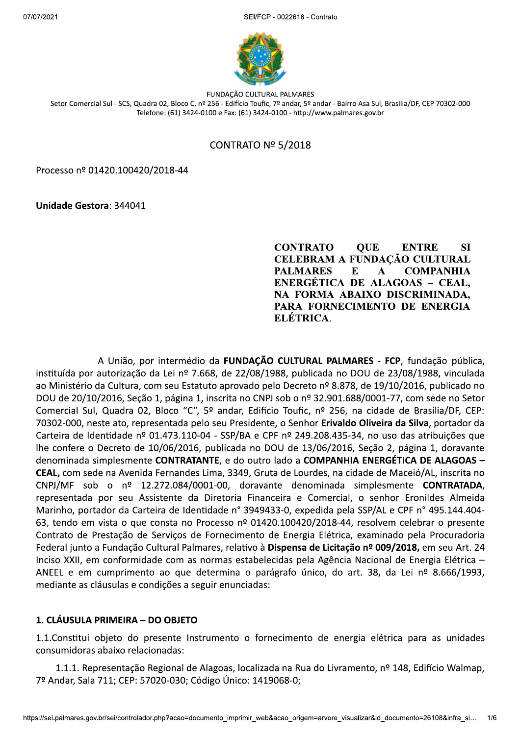FUNDAÇÃO CULTURAL PALMARES

Setor Comercial Sul - SCS, Quadra 02, Bloco C, nº 256 - Edifício Toufic, 7º andar, 5º andar - Bairro Asa Sul, Brasília/DF, CEP 70302-000
Telefone: (61) 3424-0100 e Fax: (61) 3424-0100 - http://www.palmares.gov.br

# CONTRATO Nº 5/2018

Processo nº 01420.100420/2018-44

**Unidade Gestora**: 344041

**CONTRATO QUE ENTRE SI CELEBRAM A FUNDAÇÃO CULTURAL PALMARES E A COMPANHIA ENERGÉTICA DE ALAGOAS – CEAL, NA FORMA ABAIXO DISCRIMINADA, PARA FORNECIMENTO DE ENERGIA ELÉTRICA**.

A União, por intermédio da **FUNDAÇÃO CULTURAL PALMARES - FCP**, fundação pública, instituída por autorização da Lei nº 7.668, de 22/08/1988, publicada no DOU de 23/08/1988, vinculada ao Ministério da Cultura, com seu Estatuto aprovado pelo Decreto nº 8.878, de 19/10/2016, publicado no DOU de 20/10/2016, Seção 1, página 1, inscrita no CNPJ sob o nº 32.901.688/0001-77, com sede no Setor Comercial Sul, Quadra 02, Bloco "C", 5º andar, Edifício Toufic, nº 256, na cidade de Brasília/DF, CEP: 70302-000, neste ato, representada pelo seu Presidente, o Senhor **Erivaldo Oliveira da Silva**, portador da Carteira de Identidade nº 01.473.110-04 - SSP/BA e CPF nº 249.208.435-34, no uso das atribuições que lhe confere o Decreto de 10/06/2016, publicada no DOU de 13/06/2016, Seção 2, página 1, doravante denominada simplesmente **CONTRATANTE**, e do outro lado a **COMPANHIA ENERGÉTICA DE ALAGOAS – CEAL,** com sede na Avenida Fernandes Lima, 3349, Gruta de Lourdes, na cidade de Maceió/AL, inscrita no CNPJ/MF sob o nº 12.272.084/0001-00, doravante denominada simplesmente **CONTRATADA**, representada por seu Assistente da Diretoria Financeira e Comercial, o senhor Eronildes Almeida Marinho, portador da Carteira de Identidade n° 3949433-0, expedida pela SSP/AL e CPF n° 495.144.404-63, tendo em vista o que consta no Processo nº 01420.100420/2018-44, resolvem celebrar o presente Contrato de Prestação de Serviços de Fornecimento de Energia Elétrica, examinado pela Procuradoria Federal junto a Fundação Cultural Palmares, relativo à **Dispensa de Licitação nº 009/2018,** em seu Art. 24 Inciso XXII, em conformidade com as normas estabelecidas pela Agência Nacional de Energia Elétrica – ANEEL e em cumprimento ao que determina o parágrafo único, do art. 38, da Lei nº 8.666/1993, mediante as cláusulas e condições a seguir enunciadas:

## 1. CLÁUSULA PRIMEIRA – DO OBJETO

1.1.Constitui objeto do presente Instrumento o fornecimento de energia elétrica para as unidades consumidoras abaixo relacionadas:

1.1.1. Representação Regional de Alagoas, localizada na Rua do Livramento, nº 148, Edifício Walmap, 7º Andar, Sala 711; CEP: 57020-030; Código Único: 1419068-0;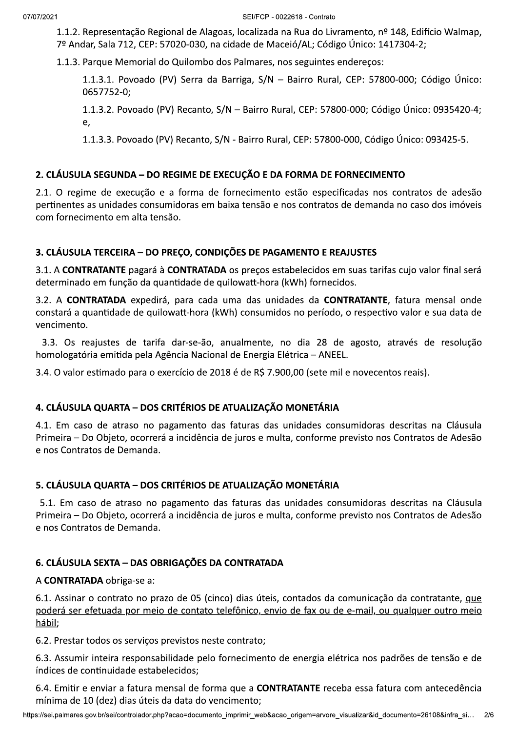1.1.2. Representação Regional de Alagoas, localizada na Rua do Livramento, nº 148, Edifício Walmap, 7º Andar, Sala 712, CEP: 57020-030, na cidade de Maceió/AL; Código Único: 1417304-2;

1.1.3. Parque Memorial do Quilombo dos Palmares, nos seguintes endereços:

1.1.3.1. Povoado (PV) Serra da Barriga, S/N – Bairro Rural, CEP: 57800-000; Código Único: 0657752-0;

1.1.3.2. Povoado (PV) Recanto, S/N – Bairro Rural, CEP: 57800-000; Código Único: 0935420-4; e,

1.1.3.3. Povoado (PV) Recanto, S/N - Bairro Rural, CEP: 57800-000, Código Único: 093425-5.

## 2. CLÁUSULA SEGUNDA – DO REGIME DE EXECUÇÃO E DA FORMA DE FORNECIMENTO

2.1. O regime de execução e a forma de fornecimento estão especificadas nos contratos de adesão pertinentes as unidades consumidoras em baixa tensão e nos contratos de demanda no caso dos imóveis com fornecimento em alta tensão.

## 3. CLÁUSULA TERCEIRA – DO PREÇO, CONDIÇÕES DE PAGAMENTO E REAJUSTES

3.1. A **CONTRATANTE** pagará à **CONTRATADA** os preços estabelecidos em suas tarifas cujo valor final será determinado em função da quantidade de quilowatt-hora (kWh) fornecidos.

3.2. A **CONTRATADA** expedirá, para cada uma das unidades da **CONTRATANTE**, fatura mensal onde constará a quantidade de quilowatt-hora (kWh) consumidos no período, o respectivo valor e sua data de vencimento.

3.3. Os reajustes de tarifa dar-se-ão, anualmente, no dia 28 de agosto, através de resolução homologatória emitida pela Agência Nacional de Energia Elétrica – ANEEL.

3.4. O valor estimado para o exercício de 2018 é de R$ 7.900,00 (sete mil e novecentos reais).

## 4. CLÁUSULA QUARTA – DOS CRITÉRIOS DE ATUALIZAÇÃO MONETÁRIA

4.1. Em caso de atraso no pagamento das faturas das unidades consumidoras descritas na Cláusula Primeira – Do Objeto, ocorrerá a incidência de juros e multa, conforme previsto nos Contratos de Adesão e nos Contratos de Demanda.

## 5. CLÁUSULA QUARTA – DOS CRITÉRIOS DE ATUALIZAÇÃO MONETÁRIA

5.1. Em caso de atraso no pagamento das faturas das unidades consumidoras descritas na Cláusula Primeira – Do Objeto, ocorrerá a incidência de juros e multa, conforme previsto nos Contratos de Adesão e nos Contratos de Demanda.

## 6. CLÁUSULA SEXTA – DAS OBRIGAÇÕES DA CONTRATADA

A **CONTRATADA** obriga-se a:

6.1. Assinar o contrato no prazo de 05 (cinco) dias úteis, contados da comunicação da contratante, <u>que poderá ser efetuada por meio de contato telefônico, envio de fax ou de e-mail, ou qualquer outro meio hábil</u>;

6.2. Prestar todos os serviços previstos neste contrato;

6.3. Assumir inteira responsabilidade pelo fornecimento de energia elétrica nos padrões de tensão e de índices de continuidade estabelecidos;

6.4. Emitir e enviar a fatura mensal de forma que a **CONTRATANTE** receba essa fatura com antecedência mínima de 10 (dez) dias úteis da data do vencimento;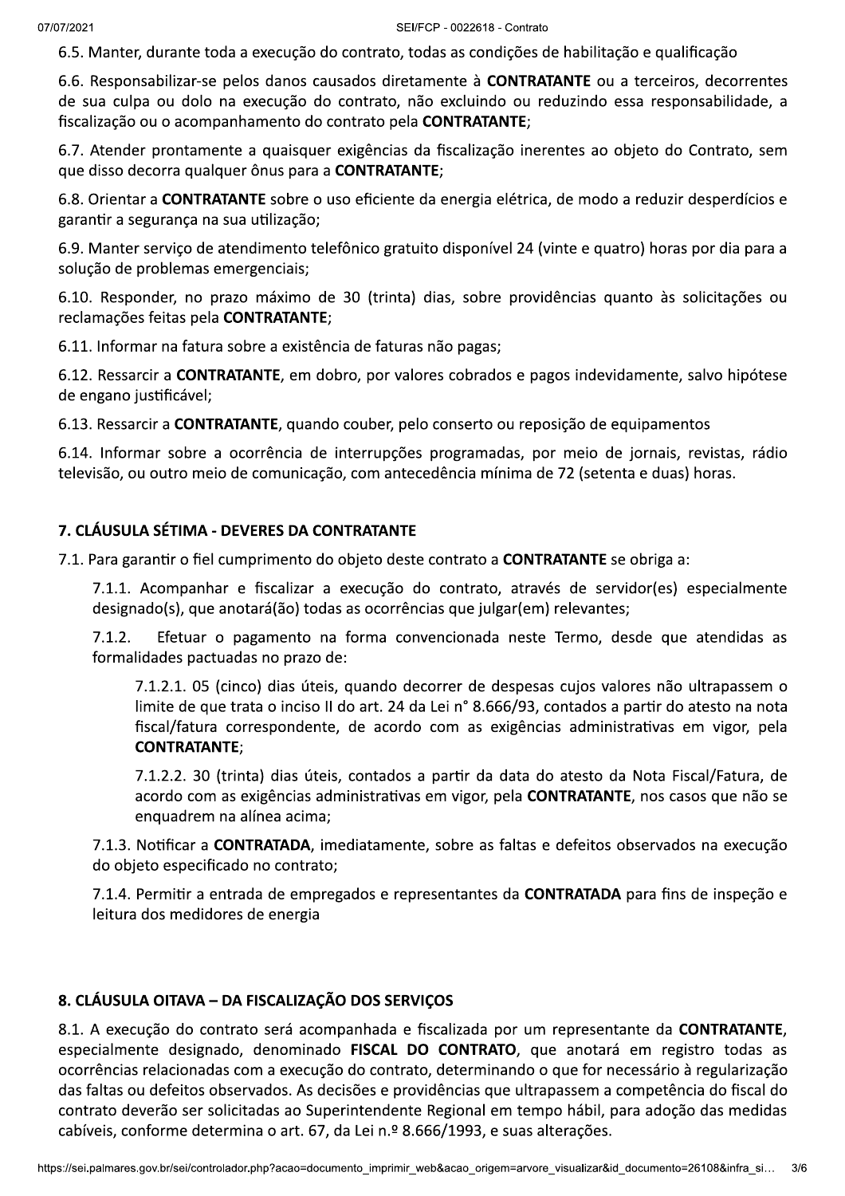6.5. Manter, durante toda a execução do contrato, todas as condições de habilitação e qualificação

6.6. Responsabilizar-se pelos danos causados diretamente à **CONTRATANTE** ou a terceiros, decorrentes de sua culpa ou dolo na execução do contrato, não excluindo ou reduzindo essa responsabilidade, a fiscalização ou o acompanhamento do contrato pela **CONTRATANTE**;

6.7. Atender prontamente a quaisquer exigências da fiscalização inerentes ao objeto do Contrato, sem que disso decorra qualquer ônus para a **CONTRATANTE**;

6.8. Orientar a **CONTRATANTE** sobre o uso eficiente da energia elétrica, de modo a reduzir desperdícios e garantir a segurança na sua utilização;

6.9. Manter serviço de atendimento telefônico gratuito disponível 24 (vinte e quatro) horas por dia para a solução de problemas emergenciais;

6.10. Responder, no prazo máximo de 30 (trinta) dias, sobre providências quanto às solicitações ou reclamações feitas pela **CONTRATANTE**;

6.11. Informar na fatura sobre a existência de faturas não pagas;

6.12. Ressarcir a **CONTRATANTE**, em dobro, por valores cobrados e pagos indevidamente, salvo hipótese de engano justificável;

6.13. Ressarcir a **CONTRATANTE**, quando couber, pelo conserto ou reposição de equipamentos

6.14. Informar sobre a ocorrência de interrupções programadas, por meio de jornais, revistas, rádio televisão, ou outro meio de comunicação, com antecedência mínima de 72 (setenta e duas) horas.

## 7. CLÁUSULA SÉTIMA - DEVERES DA CONTRATANTE

7.1. Para garantir o fiel cumprimento do objeto deste contrato a **CONTRATANTE** se obriga a:

7.1.1. Acompanhar e fiscalizar a execução do contrato, através de servidor(es) especialmente designado(s), que anotará(ão) todas as ocorrências que julgar(em) relevantes;

7.1.2. Efetuar o pagamento na forma convencionada neste Termo, desde que atendidas as formalidades pactuadas no prazo de:

7.1.2.1. 05 (cinco) dias úteis, quando decorrer de despesas cujos valores não ultrapassem o limite de que trata o inciso II do art. 24 da Lei n° 8.666/93, contados a partir do atesto na nota fiscal/fatura correspondente, de acordo com as exigências administrativas em vigor, pela **CONTRATANTE**;

7.1.2.2. 30 (trinta) dias úteis, contados a partir da data do atesto da Nota Fiscal/Fatura, de acordo com as exigências administrativas em vigor, pela **CONTRATANTE**, nos casos que não se enquadrem na alínea acima;

7.1.3. Notificar a **CONTRATADA**, imediatamente, sobre as faltas e defeitos observados na execução do objeto especificado no contrato;

7.1.4. Permitir a entrada de empregados e representantes da **CONTRATADA** para fins de inspeção e leitura dos medidores de energia

## 8. CLÁUSULA OITAVA – DA FISCALIZAÇÃO DOS SERVIÇOS

8.1. A execução do contrato será acompanhada e fiscalizada por um representante da **CONTRATANTE**, especialmente designado, denominado **FISCAL DO CONTRATO**, que anotará em registro todas as ocorrências relacionadas com a execução do contrato, determinando o que for necessário à regularização das faltas ou defeitos observados. As decisões e providências que ultrapassem a competência do fiscal do contrato deverão ser solicitadas ao Superintendente Regional em tempo hábil, para adoção das medidas cabíveis, conforme determina o art. 67, da Lei n.º 8.666/1993, e suas alterações.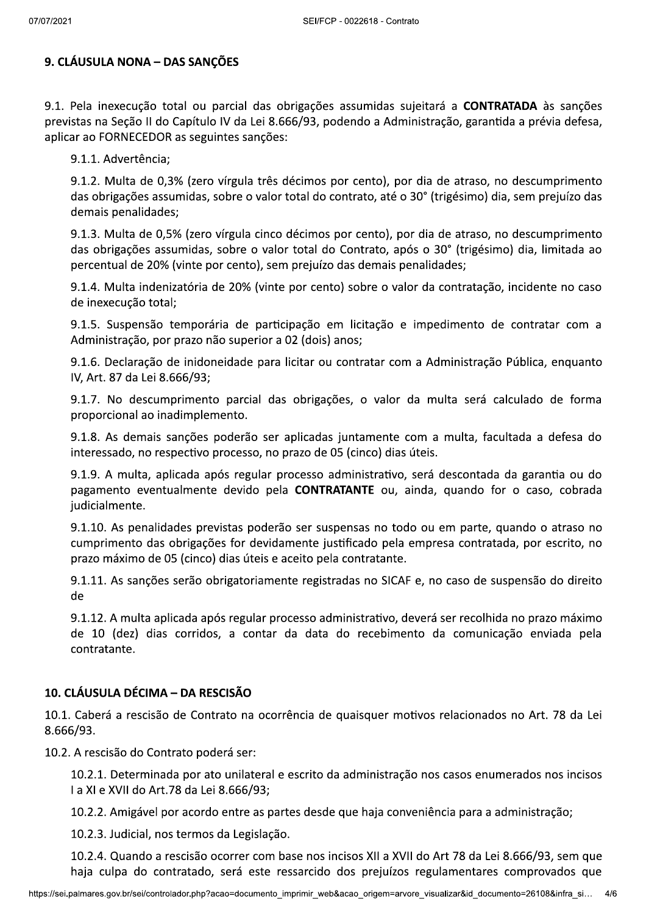## 9. CLÁUSULA NONA – DAS SANÇÕES

9.1. Pela inexecução total ou parcial das obrigações assumidas sujeitará a **CONTRATADA** às sanções previstas na Seção II do Capítulo IV da Lei 8.666/93, podendo a Administração, garantida a prévia defesa, aplicar ao FORNECEDOR as seguintes sanções:

9.1.1. Advertência;

9.1.2. Multa de 0,3% (zero vírgula três décimos por cento), por dia de atraso, no descumprimento das obrigações assumidas, sobre o valor total do contrato, até o 30° (trigésimo) dia, sem prejuízo das demais penalidades;

9.1.3. Multa de 0,5% (zero vírgula cinco décimos por cento), por dia de atraso, no descumprimento das obrigações assumidas, sobre o valor total do Contrato, após o 30° (trigésimo) dia, limitada ao percentual de 20% (vinte por cento), sem prejuízo das demais penalidades;

9.1.4. Multa indenizatória de 20% (vinte por cento) sobre o valor da contratação, incidente no caso de inexecução total;

9.1.5. Suspensão temporária de participação em licitação e impedimento de contratar com a Administração, por prazo não superior a 02 (dois) anos;

9.1.6. Declaração de inidoneidade para licitar ou contratar com a Administração Pública, enquanto IV, Art. 87 da Lei 8.666/93;

9.1.7. No descumprimento parcial das obrigações, o valor da multa será calculado de forma proporcional ao inadimplemento.

9.1.8. As demais sanções poderão ser aplicadas juntamente com a multa, facultada a defesa do interessado, no respectivo processo, no prazo de 05 (cinco) dias úteis.

9.1.9. A multa, aplicada após regular processo administrativo, será descontada da garantia ou do pagamento eventualmente devido pela **CONTRATANTE** ou, ainda, quando for o caso, cobrada judicialmente.

9.1.10. As penalidades previstas poderão ser suspensas no todo ou em parte, quando o atraso no cumprimento das obrigações for devidamente justificado pela empresa contratada, por escrito, no prazo máximo de 05 (cinco) dias úteis e aceito pela contratante.

9.1.11. As sanções serão obrigatoriamente registradas no SICAF e, no caso de suspensão do direito de

9.1.12. A multa aplicada após regular processo administrativo, deverá ser recolhida no prazo máximo de 10 (dez) dias corridos, a contar da data do recebimento da comunicação enviada pela contratante.

## 10. CLÁUSULA DÉCIMA – DA RESCISÃO

10.1. Caberá a rescisão de Contrato na ocorrência de quaisquer motivos relacionados no Art. 78 da Lei 8.666/93.

10.2. A rescisão do Contrato poderá ser:

10.2.1. Determinada por ato unilateral e escrito da administração nos casos enumerados nos incisos I a XI e XVII do Art.78 da Lei 8.666/93;

10.2.2. Amigável por acordo entre as partes desde que haja conveniência para a administração;

10.2.3. Judicial, nos termos da Legislação.

10.2.4. Quando a rescisão ocorrer com base nos incisos XII a XVII do Art 78 da Lei 8.666/93, sem que haja culpa do contratado, será este ressarcido dos prejuízos regulamentares comprovados que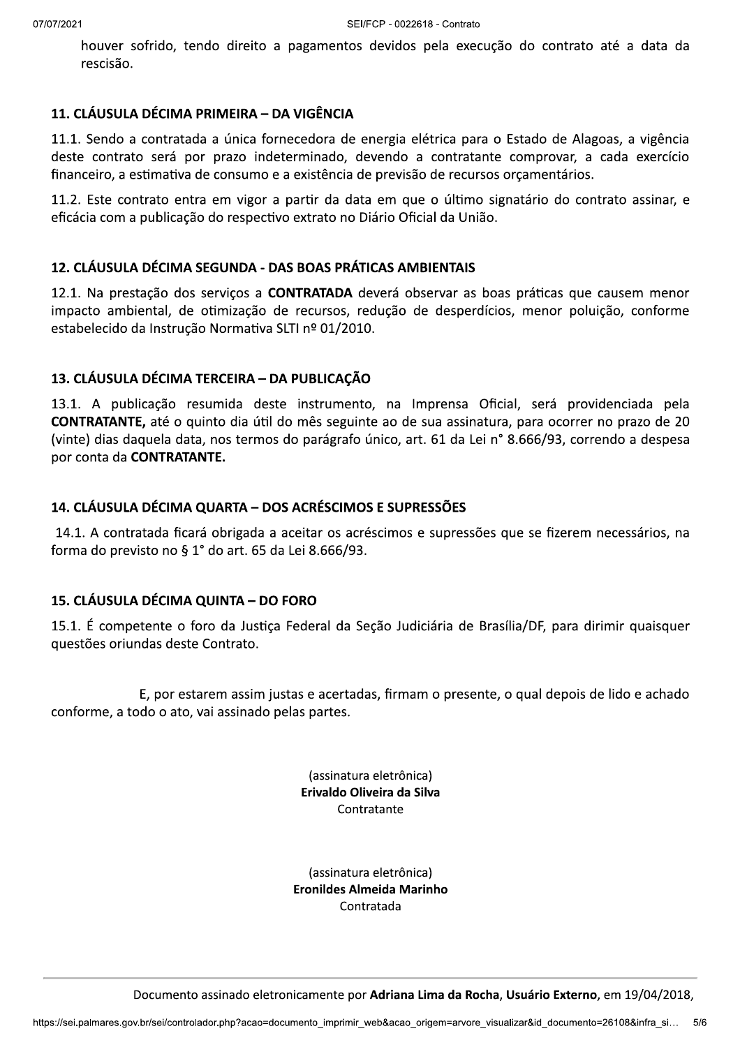houver sofrido, tendo direito a pagamentos devidos pela execução do contrato até a data da rescisão.

## 11. CLÁUSULA DÉCIMA PRIMEIRA – DA VIGÊNCIA

11.1. Sendo a contratada a única fornecedora de energia elétrica para o Estado de Alagoas, a vigência deste contrato será por prazo indeterminado, devendo a contratante comprovar, a cada exercício financeiro, a estimativa de consumo e a existência de previsão de recursos orçamentários.

11.2. Este contrato entra em vigor a partir da data em que o último signatário do contrato assinar, e eficácia com a publicação do respectivo extrato no Diário Oficial da União.

## 12. CLÁUSULA DÉCIMA SEGUNDA - DAS BOAS PRÁTICAS AMBIENTAIS

12.1. Na prestação dos serviços a **CONTRATADA** deverá observar as boas práticas que causem menor impacto ambiental, de otimização de recursos, redução de desperdícios, menor poluição, conforme estabelecido da Instrução Normativa SLTI nº 01/2010.

## 13. CLÁUSULA DÉCIMA TERCEIRA – DA PUBLICAÇÃO

13.1. A publicação resumida deste instrumento, na Imprensa Oficial, será providenciada pela **CONTRATANTE,** até o quinto dia útil do mês seguinte ao de sua assinatura, para ocorrer no prazo de 20 (vinte) dias daquela data, nos termos do parágrafo único, art. 61 da Lei n° 8.666/93, correndo a despesa por conta da **CONTRATANTE.**

## 14. CLÁUSULA DÉCIMA QUARTA – DOS ACRÉSCIMOS E SUPRESSÕES

14.1. A contratada ficará obrigada a aceitar os acréscimos e supressões que se fizerem necessários, na forma do previsto no § 1° do art. 65 da Lei 8.666/93.

## 15. CLÁUSULA DÉCIMA QUINTA – DO FORO

15.1. É competente o foro da Justiça Federal da Seção Judiciária de Brasília/DF, para dirimir quaisquer questões oriundas deste Contrato.

E, por estarem assim justas e acertadas, firmam o presente, o qual depois de lido e achado conforme, a todo o ato, vai assinado pelas partes.

(assinatura eletrônica)
**Erivaldo Oliveira da Silva**
Contratante

(assinatura eletrônica)
**Eronildes Almeida Marinho**
Contratada

Documento assinado eletronicamente por **Adriana Lima da Rocha**, **Usuário Externo**, em 19/04/2018,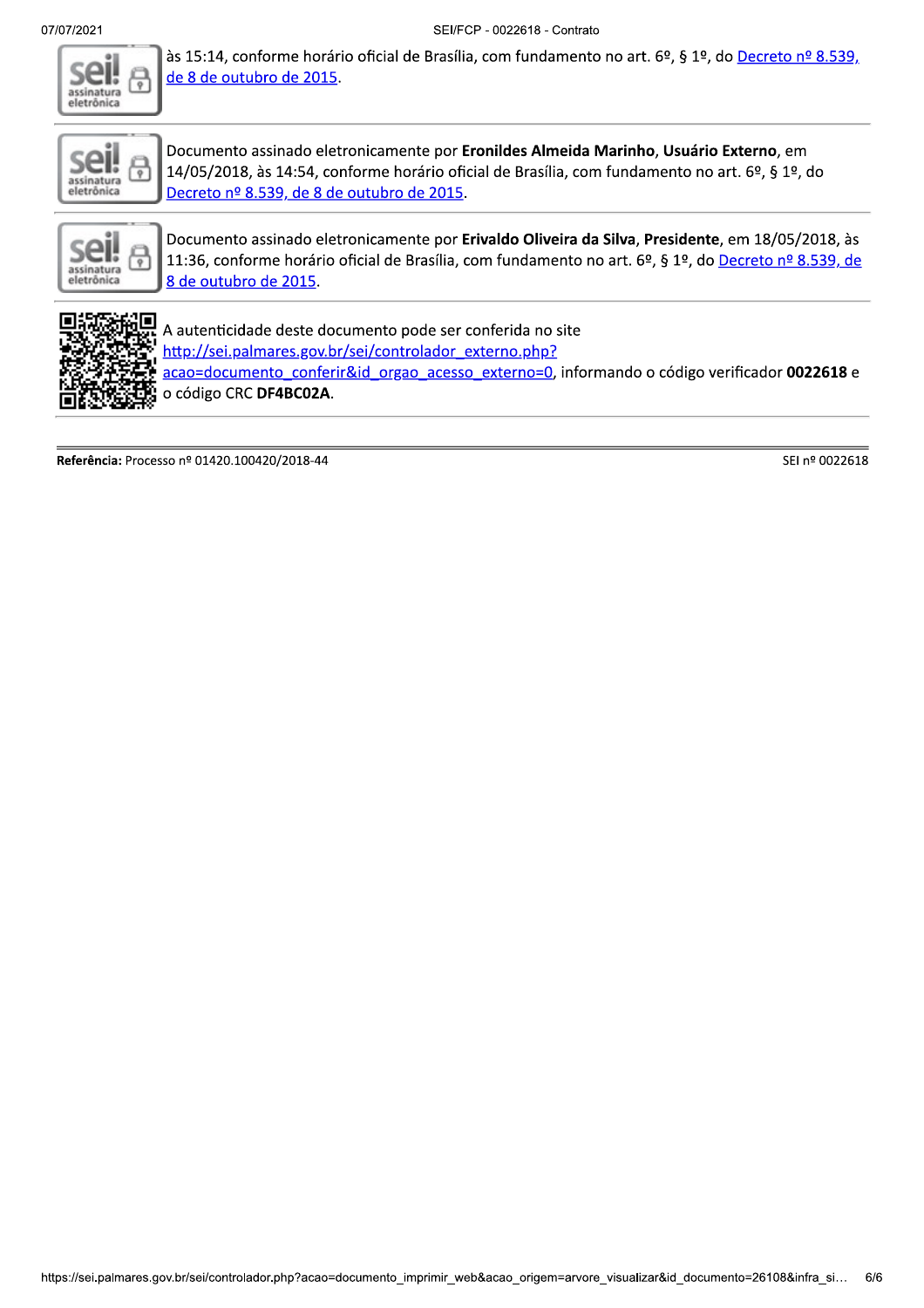às 15:14, conforme horário oficial de Brasília, com fundamento no art. 6º, § 1º, do Decreto nº 8.539, de 8 de outubro de 2015.

---

Documento assinado eletronicamente por **Eronildes Almeida Marinho**, **Usuário Externo**, em 14/05/2018, às 14:54, conforme horário oficial de Brasília, com fundamento no art. 6º, § 1º, do Decreto nº 8.539, de 8 de outubro de 2015.

---

Documento assinado eletronicamente por **Erivaldo Oliveira da Silva**, **Presidente**, em 18/05/2018, às 11:36, conforme horário oficial de Brasília, com fundamento no art. 6º, § 1º, do Decreto nº 8.539, de 8 de outubro de 2015.

---

A autenticidade deste documento pode ser conferida no site http://sei.palmares.gov.br/sei/controlador_externo.php?acao=documento_conferir&id_orgao_acesso_externo=0, informando o código verificador **0022618** e o código CRC **DF4BC02A**.

---

**Referência:** Processo nº 01420.100420/2018-44 — SEI nº 0022618